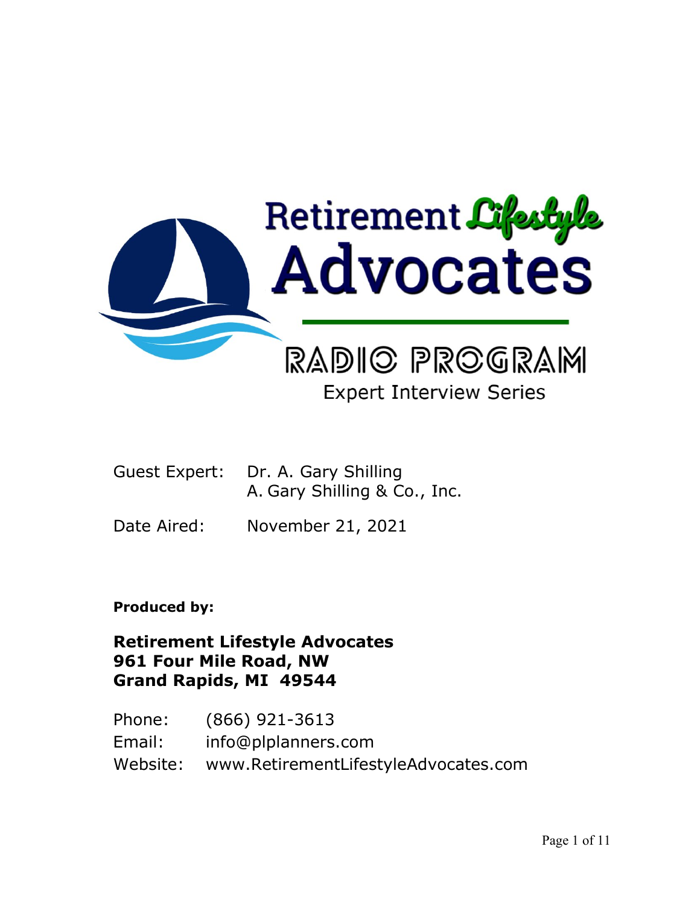# Retirement Lifestyle Advocates

## RADIO PROGRAM

### Expert Interview Series

Guest Expert: Dr. A. Gary Shilling
A. Gary Shilling & Co., Inc.

Date Aired: November 21, 2021

**Produced by:**

**Retirement Lifestyle Advocates**
**961 Four Mile Road, NW**
**Grand Rapids, MI 49544**

Phone: (866) 921-3613
Email: info@plplanners.com
Website: www.RetirementLifestyleAdvocates.com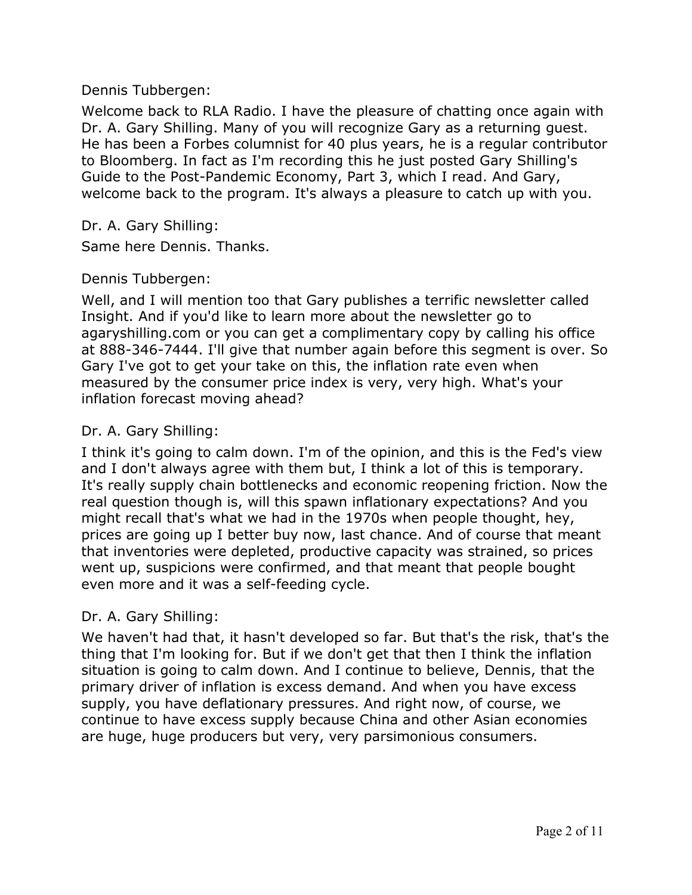Dennis Tubbergen:

Welcome back to RLA Radio. I have the pleasure of chatting once again with Dr. A. Gary Shilling. Many of you will recognize Gary as a returning guest. He has been a Forbes columnist for 40 plus years, he is a regular contributor to Bloomberg. In fact as I'm recording this he just posted Gary Shilling's Guide to the Post-Pandemic Economy, Part 3, which I read. And Gary, welcome back to the program. It's always a pleasure to catch up with you.

Dr. A. Gary Shilling:

Same here Dennis. Thanks.

Dennis Tubbergen:

Well, and I will mention too that Gary publishes a terrific newsletter called Insight. And if you'd like to learn more about the newsletter go to agaryshilling.com or you can get a complimentary copy by calling his office at 888-346-7444. I'll give that number again before this segment is over. So Gary I've got to get your take on this, the inflation rate even when measured by the consumer price index is very, very high. What's your inflation forecast moving ahead?

Dr. A. Gary Shilling:

I think it's going to calm down. I'm of the opinion, and this is the Fed's view and I don't always agree with them but, I think a lot of this is temporary. It's really supply chain bottlenecks and economic reopening friction. Now the real question though is, will this spawn inflationary expectations? And you might recall that's what we had in the 1970s when people thought, hey, prices are going up I better buy now, last chance. And of course that meant that inventories were depleted, productive capacity was strained, so prices went up, suspicions were confirmed, and that meant that people bought even more and it was a self-feeding cycle.

Dr. A. Gary Shilling:

We haven't had that, it hasn't developed so far. But that's the risk, that's the thing that I'm looking for. But if we don't get that then I think the inflation situation is going to calm down. And I continue to believe, Dennis, that the primary driver of inflation is excess demand. And when you have excess supply, you have deflationary pressures. And right now, of course, we continue to have excess supply because China and other Asian economies are huge, huge producers but very, very parsimonious consumers.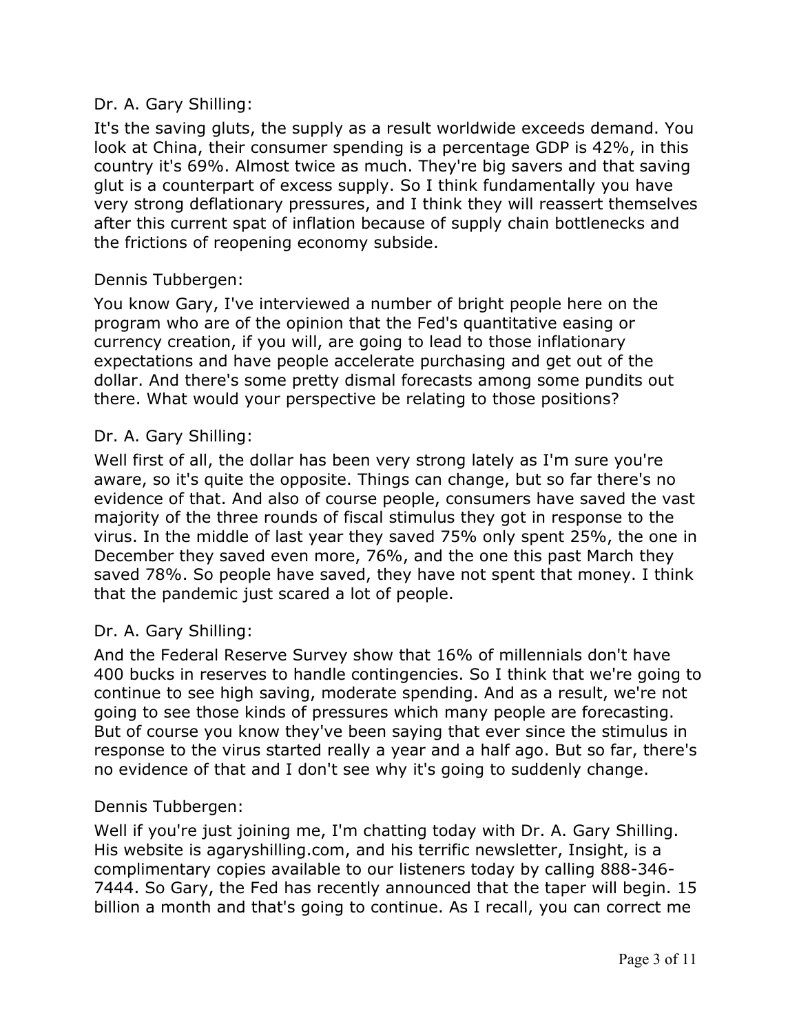Dr. A. Gary Shilling:

It's the saving gluts, the supply as a result worldwide exceeds demand. You look at China, their consumer spending is a percentage GDP is 42%, in this country it's 69%. Almost twice as much. They're big savers and that saving glut is a counterpart of excess supply. So I think fundamentally you have very strong deflationary pressures, and I think they will reassert themselves after this current spat of inflation because of supply chain bottlenecks and the frictions of reopening economy subside.

Dennis Tubbergen:

You know Gary, I've interviewed a number of bright people here on the program who are of the opinion that the Fed's quantitative easing or currency creation, if you will, are going to lead to those inflationary expectations and have people accelerate purchasing and get out of the dollar. And there's some pretty dismal forecasts among some pundits out there. What would your perspective be relating to those positions?

Dr. A. Gary Shilling:

Well first of all, the dollar has been very strong lately as I'm sure you're aware, so it's quite the opposite. Things can change, but so far there's no evidence of that. And also of course people, consumers have saved the vast majority of the three rounds of fiscal stimulus they got in response to the virus. In the middle of last year they saved 75% only spent 25%, the one in December they saved even more, 76%, and the one this past March they saved 78%. So people have saved, they have not spent that money. I think that the pandemic just scared a lot of people.

Dr. A. Gary Shilling:

And the Federal Reserve Survey show that 16% of millennials don't have 400 bucks in reserves to handle contingencies. So I think that we're going to continue to see high saving, moderate spending. And as a result, we're not going to see those kinds of pressures which many people are forecasting. But of course you know they've been saying that ever since the stimulus in response to the virus started really a year and a half ago. But so far, there's no evidence of that and I don't see why it's going to suddenly change.

Dennis Tubbergen:

Well if you're just joining me, I'm chatting today with Dr. A. Gary Shilling. His website is agaryshilling.com, and his terrific newsletter, Insight, is a complimentary copies available to our listeners today by calling 888-346-7444. So Gary, the Fed has recently announced that the taper will begin. 15 billion a month and that's going to continue. As I recall, you can correct me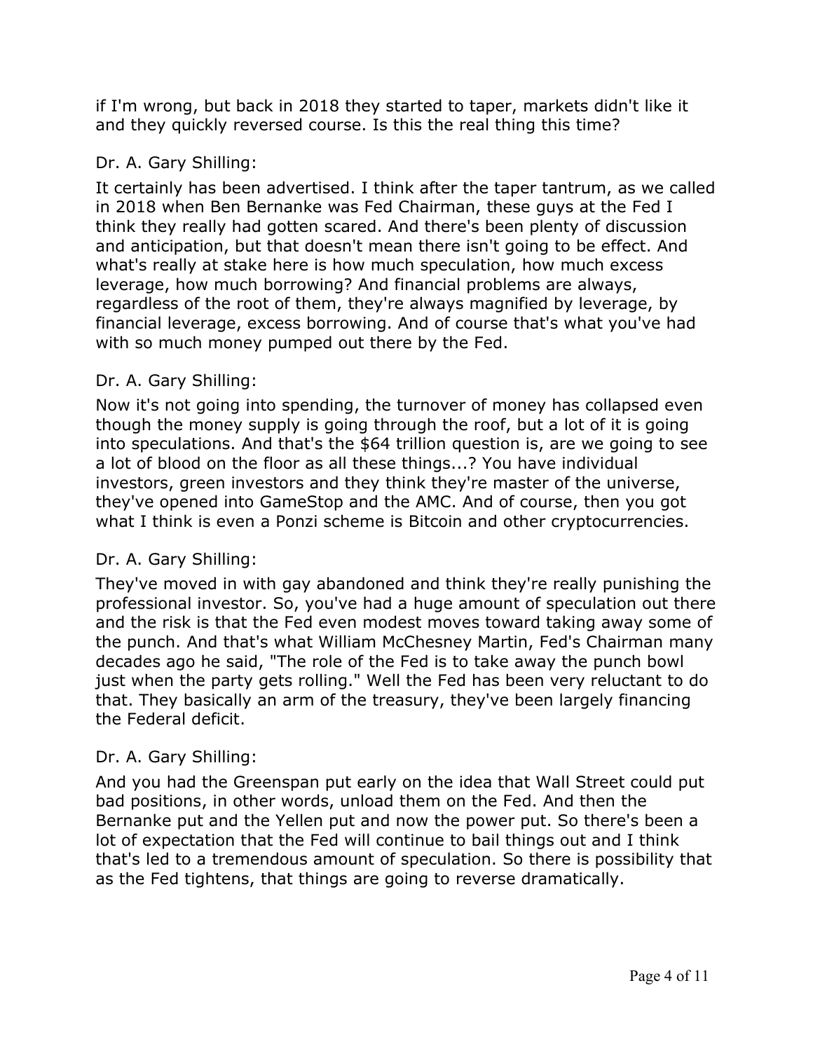if I'm wrong, but back in 2018 they started to taper, markets didn't like it and they quickly reversed course. Is this the real thing this time?

Dr. A. Gary Shilling:

It certainly has been advertised. I think after the taper tantrum, as we called in 2018 when Ben Bernanke was Fed Chairman, these guys at the Fed I think they really had gotten scared. And there's been plenty of discussion and anticipation, but that doesn't mean there isn't going to be effect. And what's really at stake here is how much speculation, how much excess leverage, how much borrowing? And financial problems are always, regardless of the root of them, they're always magnified by leverage, by financial leverage, excess borrowing. And of course that's what you've had with so much money pumped out there by the Fed.

Dr. A. Gary Shilling:

Now it's not going into spending, the turnover of money has collapsed even though the money supply is going through the roof, but a lot of it is going into speculations. And that's the $64 trillion question is, are we going to see a lot of blood on the floor as all these things...? You have individual investors, green investors and they think they're master of the universe, they've opened into GameStop and the AMC. And of course, then you got what I think is even a Ponzi scheme is Bitcoin and other cryptocurrencies.

Dr. A. Gary Shilling:

They've moved in with gay abandoned and think they're really punishing the professional investor. So, you've had a huge amount of speculation out there and the risk is that the Fed even modest moves toward taking away some of the punch. And that's what William McChesney Martin, Fed's Chairman many decades ago he said, "The role of the Fed is to take away the punch bowl just when the party gets rolling." Well the Fed has been very reluctant to do that. They basically an arm of the treasury, they've been largely financing the Federal deficit.

Dr. A. Gary Shilling:

And you had the Greenspan put early on the idea that Wall Street could put bad positions, in other words, unload them on the Fed. And then the Bernanke put and the Yellen put and now the power put. So there's been a lot of expectation that the Fed will continue to bail things out and I think that's led to a tremendous amount of speculation. So there is possibility that as the Fed tightens, that things are going to reverse dramatically.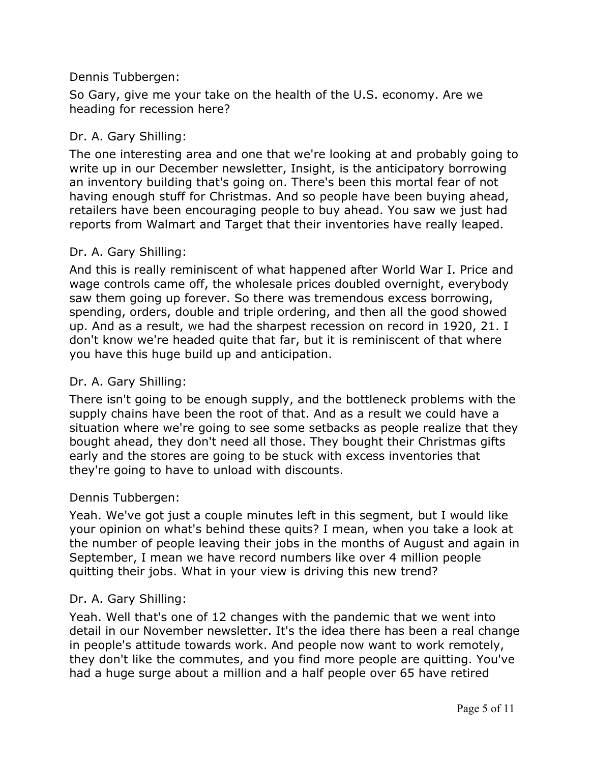Dennis Tubbergen:

So Gary, give me your take on the health of the U.S. economy. Are we heading for recession here?

Dr. A. Gary Shilling:

The one interesting area and one that we're looking at and probably going to write up in our December newsletter, Insight, is the anticipatory borrowing an inventory building that's going on. There's been this mortal fear of not having enough stuff for Christmas. And so people have been buying ahead, retailers have been encouraging people to buy ahead. You saw we just had reports from Walmart and Target that their inventories have really leaped.

Dr. A. Gary Shilling:

And this is really reminiscent of what happened after World War I. Price and wage controls came off, the wholesale prices doubled overnight, everybody saw them going up forever. So there was tremendous excess borrowing, spending, orders, double and triple ordering, and then all the good showed up. And as a result, we had the sharpest recession on record in 1920, 21. I don't know we're headed quite that far, but it is reminiscent of that where you have this huge build up and anticipation.

Dr. A. Gary Shilling:

There isn't going to be enough supply, and the bottleneck problems with the supply chains have been the root of that. And as a result we could have a situation where we're going to see some setbacks as people realize that they bought ahead, they don't need all those. They bought their Christmas gifts early and the stores are going to be stuck with excess inventories that they're going to have to unload with discounts.

Dennis Tubbergen:

Yeah. We've got just a couple minutes left in this segment, but I would like your opinion on what's behind these quits? I mean, when you take a look at the number of people leaving their jobs in the months of August and again in September, I mean we have record numbers like over 4 million people quitting their jobs. What in your view is driving this new trend?

Dr. A. Gary Shilling:

Yeah. Well that's one of 12 changes with the pandemic that we went into detail in our November newsletter. It's the idea there has been a real change in people's attitude towards work. And people now want to work remotely, they don't like the commutes, and you find more people are quitting. You've had a huge surge about a million and a half people over 65 have retired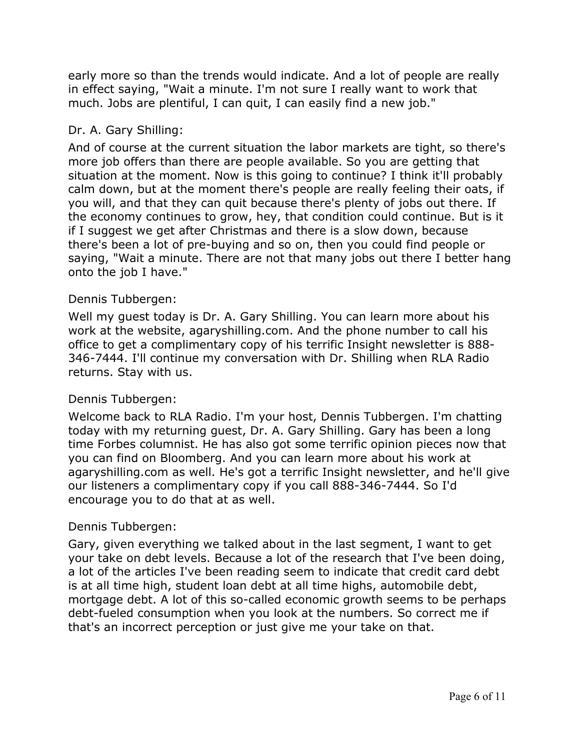early more so than the trends would indicate. And a lot of people are really in effect saying, "Wait a minute. I'm not sure I really want to work that much. Jobs are plentiful, I can quit, I can easily find a new job."

Dr. A. Gary Shilling:

And of course at the current situation the labor markets are tight, so there's more job offers than there are people available. So you are getting that situation at the moment. Now is this going to continue? I think it'll probably calm down, but at the moment there's people are really feeling their oats, if you will, and that they can quit because there's plenty of jobs out there. If the economy continues to grow, hey, that condition could continue. But is it if I suggest we get after Christmas and there is a slow down, because there's been a lot of pre-buying and so on, then you could find people or saying, "Wait a minute. There are not that many jobs out there I better hang onto the job I have."

Dennis Tubbergen:

Well my guest today is Dr. A. Gary Shilling. You can learn more about his work at the website, agaryshilling.com. And the phone number to call his office to get a complimentary copy of his terrific Insight newsletter is 888-346-7444. I'll continue my conversation with Dr. Shilling when RLA Radio returns. Stay with us.

Dennis Tubbergen:

Welcome back to RLA Radio. I'm your host, Dennis Tubbergen. I'm chatting today with my returning guest, Dr. A. Gary Shilling. Gary has been a long time Forbes columnist. He has also got some terrific opinion pieces now that you can find on Bloomberg. And you can learn more about his work at agaryshilling.com as well. He's got a terrific Insight newsletter, and he'll give our listeners a complimentary copy if you call 888-346-7444. So I'd encourage you to do that at as well.

Dennis Tubbergen:

Gary, given everything we talked about in the last segment, I want to get your take on debt levels. Because a lot of the research that I've been doing, a lot of the articles I've been reading seem to indicate that credit card debt is at all time high, student loan debt at all time highs, automobile debt, mortgage debt. A lot of this so-called economic growth seems to be perhaps debt-fueled consumption when you look at the numbers. So correct me if that's an incorrect perception or just give me your take on that.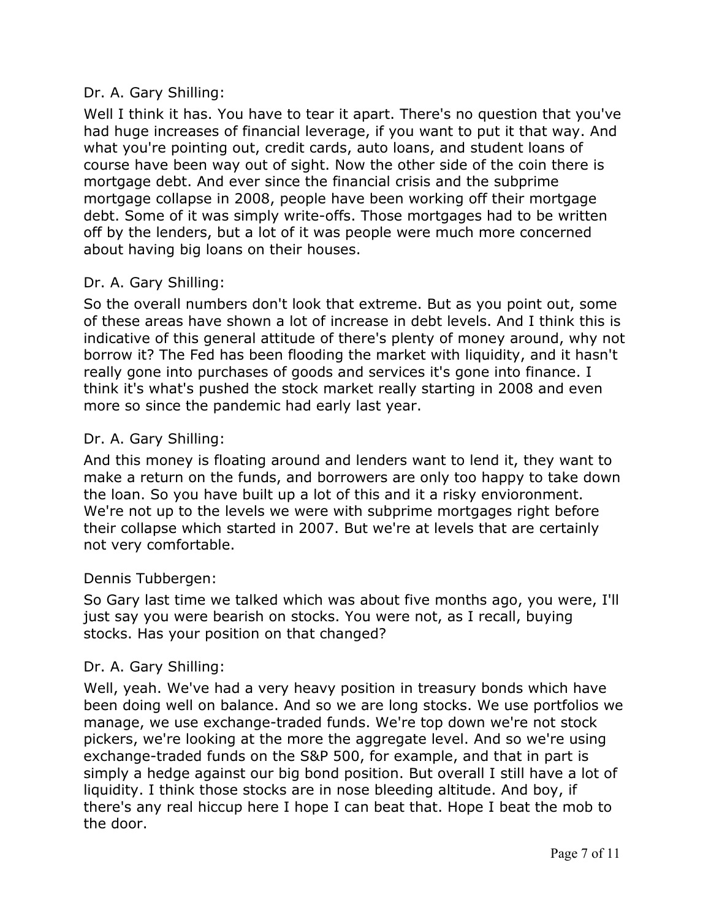Dr. A. Gary Shilling:

Well I think it has. You have to tear it apart. There's no question that you've had huge increases of financial leverage, if you want to put it that way. And what you're pointing out, credit cards, auto loans, and student loans of course have been way out of sight. Now the other side of the coin there is mortgage debt. And ever since the financial crisis and the subprime mortgage collapse in 2008, people have been working off their mortgage debt. Some of it was simply write-offs. Those mortgages had to be written off by the lenders, but a lot of it was people were much more concerned about having big loans on their houses.

Dr. A. Gary Shilling:

So the overall numbers don't look that extreme. But as you point out, some of these areas have shown a lot of increase in debt levels. And I think this is indicative of this general attitude of there's plenty of money around, why not borrow it? The Fed has been flooding the market with liquidity, and it hasn't really gone into purchases of goods and services it's gone into finance. I think it's what's pushed the stock market really starting in 2008 and even more so since the pandemic had early last year.

Dr. A. Gary Shilling:

And this money is floating around and lenders want to lend it, they want to make a return on the funds, and borrowers are only too happy to take down the loan. So you have built up a lot of this and it a risky envioronment. We're not up to the levels we were with subprime mortgages right before their collapse which started in 2007. But we're at levels that are certainly not very comfortable.

Dennis Tubbergen:

So Gary last time we talked which was about five months ago, you were, I'll just say you were bearish on stocks. You were not, as I recall, buying stocks. Has your position on that changed?

Dr. A. Gary Shilling:

Well, yeah. We've had a very heavy position in treasury bonds which have been doing well on balance. And so we are long stocks. We use portfolios we manage, we use exchange-traded funds. We're top down we're not stock pickers, we're looking at the more the aggregate level. And so we're using exchange-traded funds on the S&P 500, for example, and that in part is simply a hedge against our big bond position. But overall I still have a lot of liquidity. I think those stocks are in nose bleeding altitude. And boy, if there's any real hiccup here I hope I can beat that. Hope I beat the mob to the door.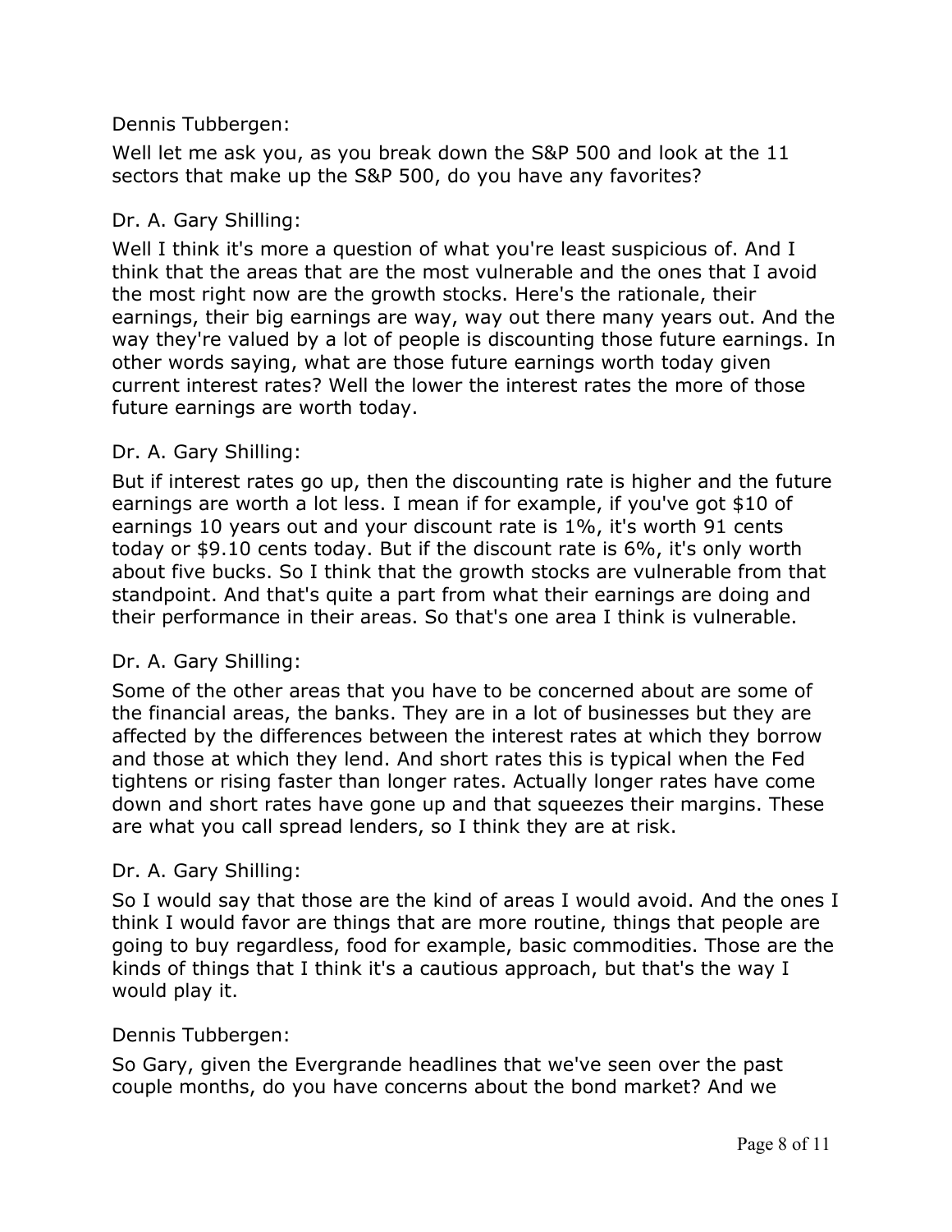Dennis Tubbergen:

Well let me ask you, as you break down the S&P 500 and look at the 11 sectors that make up the S&P 500, do you have any favorites?

Dr. A. Gary Shilling:

Well I think it's more a question of what you're least suspicious of. And I think that the areas that are the most vulnerable and the ones that I avoid the most right now are the growth stocks. Here's the rationale, their earnings, their big earnings are way, way out there many years out. And the way they're valued by a lot of people is discounting those future earnings. In other words saying, what are those future earnings worth today given current interest rates? Well the lower the interest rates the more of those future earnings are worth today.

Dr. A. Gary Shilling:

But if interest rates go up, then the discounting rate is higher and the future earnings are worth a lot less. I mean if for example, if you've got $10 of earnings 10 years out and your discount rate is 1%, it's worth 91 cents today or $9.10 cents today. But if the discount rate is 6%, it's only worth about five bucks. So I think that the growth stocks are vulnerable from that standpoint. And that's quite a part from what their earnings are doing and their performance in their areas. So that's one area I think is vulnerable.

Dr. A. Gary Shilling:

Some of the other areas that you have to be concerned about are some of the financial areas, the banks. They are in a lot of businesses but they are affected by the differences between the interest rates at which they borrow and those at which they lend. And short rates this is typical when the Fed tightens or rising faster than longer rates. Actually longer rates have come down and short rates have gone up and that squeezes their margins. These are what you call spread lenders, so I think they are at risk.

Dr. A. Gary Shilling:

So I would say that those are the kind of areas I would avoid. And the ones I think I would favor are things that are more routine, things that people are going to buy regardless, food for example, basic commodities. Those are the kinds of things that I think it's a cautious approach, but that's the way I would play it.

Dennis Tubbergen:

So Gary, given the Evergrande headlines that we've seen over the past couple months, do you have concerns about the bond market? And we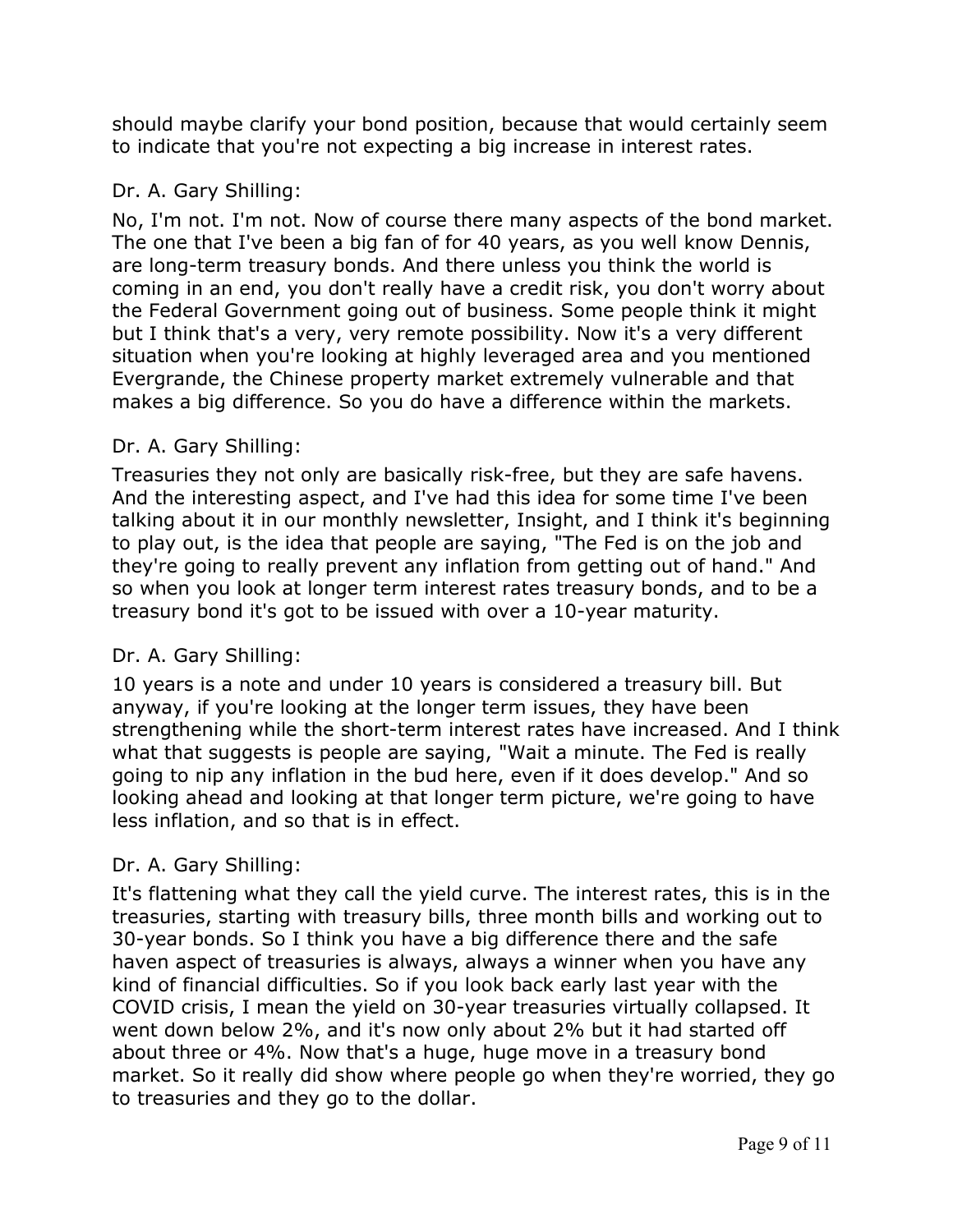should maybe clarify your bond position, because that would certainly seem to indicate that you're not expecting a big increase in interest rates.

Dr. A. Gary Shilling:

No, I'm not. I'm not. Now of course there many aspects of the bond market. The one that I've been a big fan of for 40 years, as you well know Dennis, are long-term treasury bonds. And there unless you think the world is coming in an end, you don't really have a credit risk, you don't worry about the Federal Government going out of business. Some people think it might but I think that's a very, very remote possibility. Now it's a very different situation when you're looking at highly leveraged area and you mentioned Evergrande, the Chinese property market extremely vulnerable and that makes a big difference. So you do have a difference within the markets.

Dr. A. Gary Shilling:

Treasuries they not only are basically risk-free, but they are safe havens. And the interesting aspect, and I've had this idea for some time I've been talking about it in our monthly newsletter, Insight, and I think it's beginning to play out, is the idea that people are saying, "The Fed is on the job and they're going to really prevent any inflation from getting out of hand." And so when you look at longer term interest rates treasury bonds, and to be a treasury bond it's got to be issued with over a 10-year maturity.

Dr. A. Gary Shilling:

10 years is a note and under 10 years is considered a treasury bill. But anyway, if you're looking at the longer term issues, they have been strengthening while the short-term interest rates have increased. And I think what that suggests is people are saying, "Wait a minute. The Fed is really going to nip any inflation in the bud here, even if it does develop." And so looking ahead and looking at that longer term picture, we're going to have less inflation, and so that is in effect.

Dr. A. Gary Shilling:

It's flattening what they call the yield curve. The interest rates, this is in the treasuries, starting with treasury bills, three month bills and working out to 30-year bonds. So I think you have a big difference there and the safe haven aspect of treasuries is always, always a winner when you have any kind of financial difficulties. So if you look back early last year with the COVID crisis, I mean the yield on 30-year treasuries virtually collapsed. It went down below 2%, and it's now only about 2% but it had started off about three or 4%. Now that's a huge, huge move in a treasury bond market. So it really did show where people go when they're worried, they go to treasuries and they go to the dollar.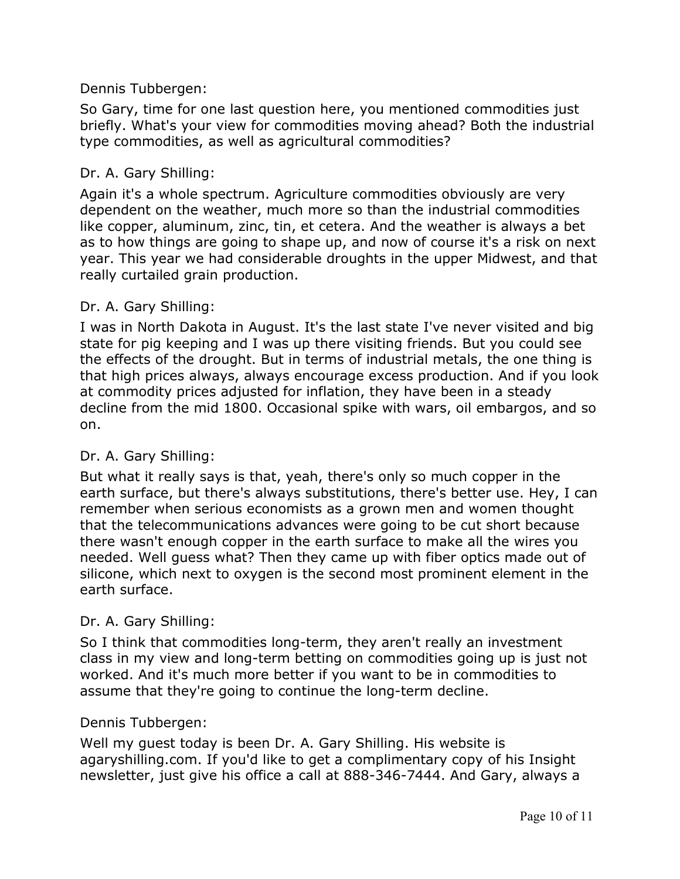Dennis Tubbergen:

So Gary, time for one last question here, you mentioned commodities just briefly. What's your view for commodities moving ahead? Both the industrial type commodities, as well as agricultural commodities?

Dr. A. Gary Shilling:

Again it's a whole spectrum. Agriculture commodities obviously are very dependent on the weather, much more so than the industrial commodities like copper, aluminum, zinc, tin, et cetera. And the weather is always a bet as to how things are going to shape up, and now of course it's a risk on next year. This year we had considerable droughts in the upper Midwest, and that really curtailed grain production.

Dr. A. Gary Shilling:

I was in North Dakota in August. It's the last state I've never visited and big state for pig keeping and I was up there visiting friends. But you could see the effects of the drought. But in terms of industrial metals, the one thing is that high prices always, always encourage excess production. And if you look at commodity prices adjusted for inflation, they have been in a steady decline from the mid 1800. Occasional spike with wars, oil embargos, and so on.

Dr. A. Gary Shilling:

But what it really says is that, yeah, there's only so much copper in the earth surface, but there's always substitutions, there's better use. Hey, I can remember when serious economists as a grown men and women thought that the telecommunications advances were going to be cut short because there wasn't enough copper in the earth surface to make all the wires you needed. Well guess what? Then they came up with fiber optics made out of silicone, which next to oxygen is the second most prominent element in the earth surface.

Dr. A. Gary Shilling:

So I think that commodities long-term, they aren't really an investment class in my view and long-term betting on commodities going up is just not worked. And it's much more better if you want to be in commodities to assume that they're going to continue the long-term decline.

Dennis Tubbergen:

Well my guest today is been Dr. A. Gary Shilling. His website is agaryshilling.com. If you'd like to get a complimentary copy of his Insight newsletter, just give his office a call at 888-346-7444. And Gary, always a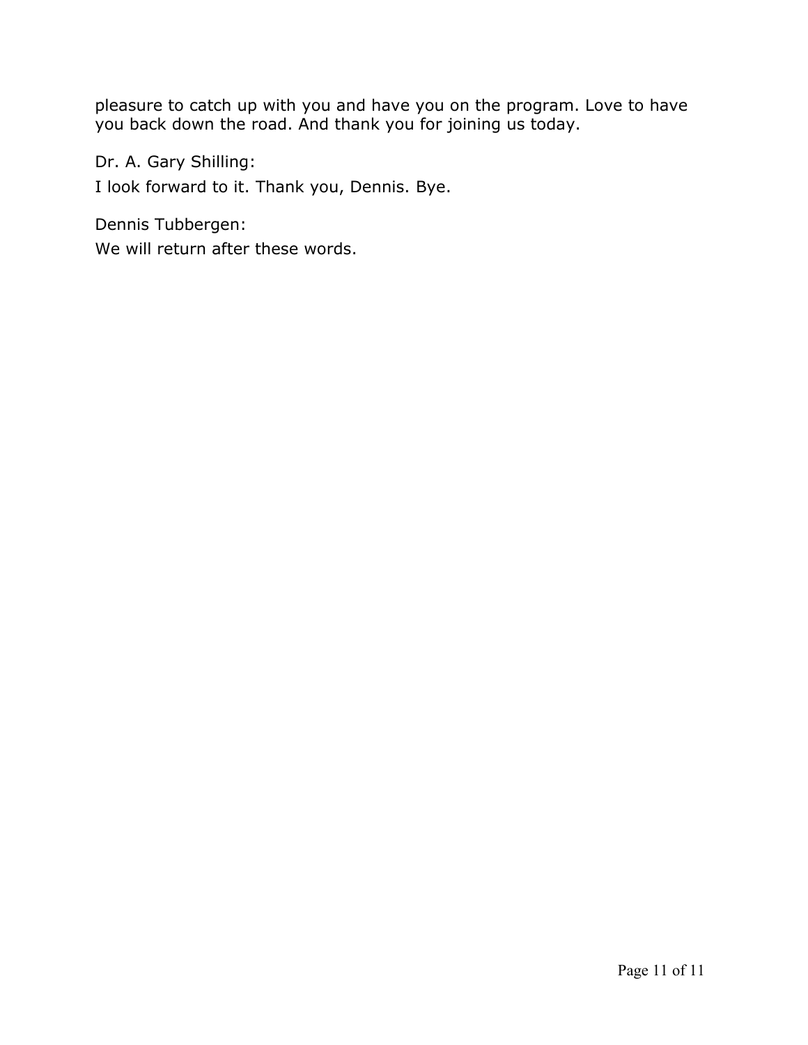pleasure to catch up with you and have you on the program. Love to have you back down the road. And thank you for joining us today.

Dr. A. Gary Shilling:

I look forward to it. Thank you, Dennis. Bye.

Dennis Tubbergen:

We will return after these words.